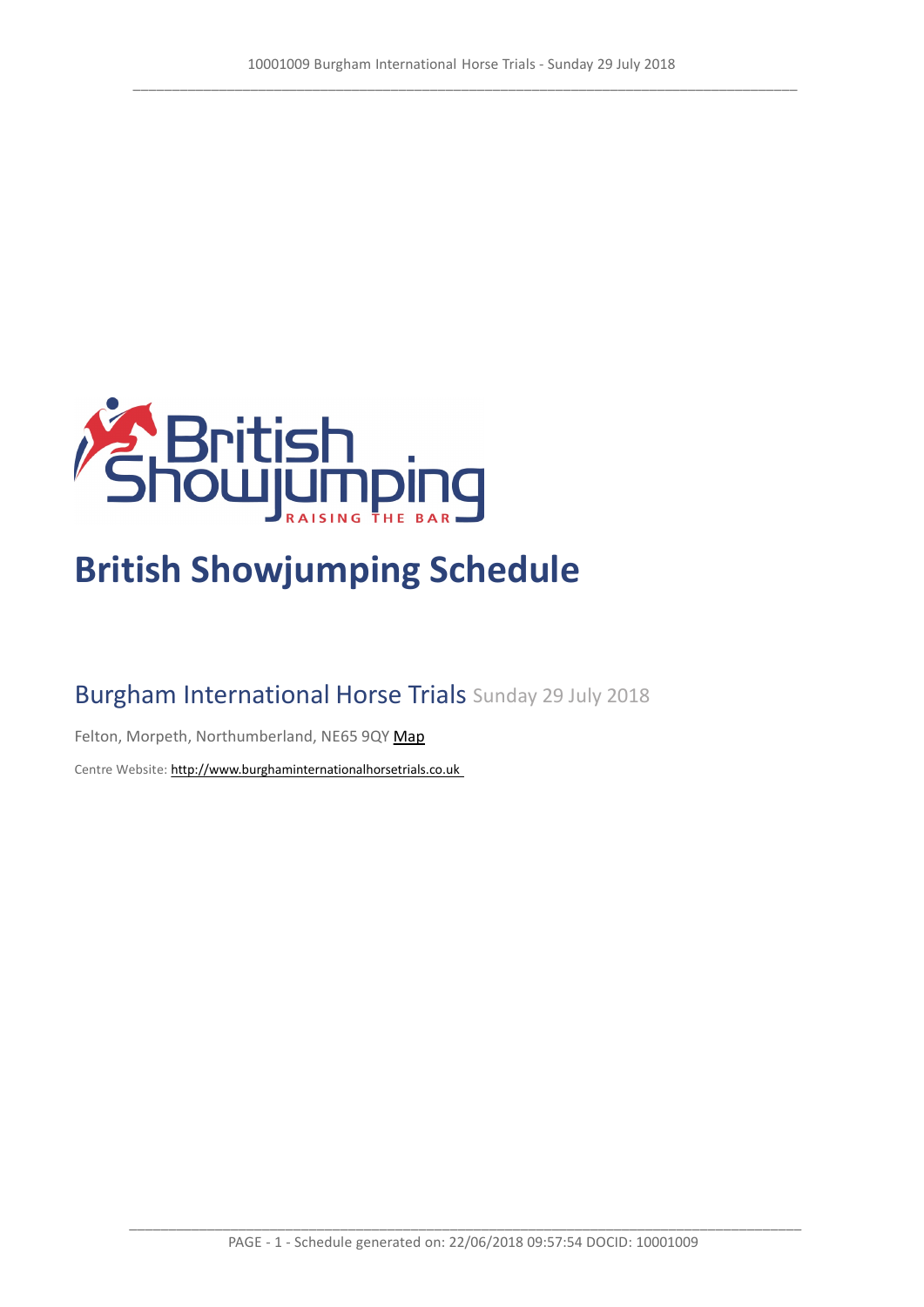# British Showjumping Schedule

## Burgham International Horse Trials Sunday 29 July 2018

Felton, Morpeth, Northumberland, NE65 9QY Map

Centre Website: http://www.burghaminternationalhorsetrials.co.uk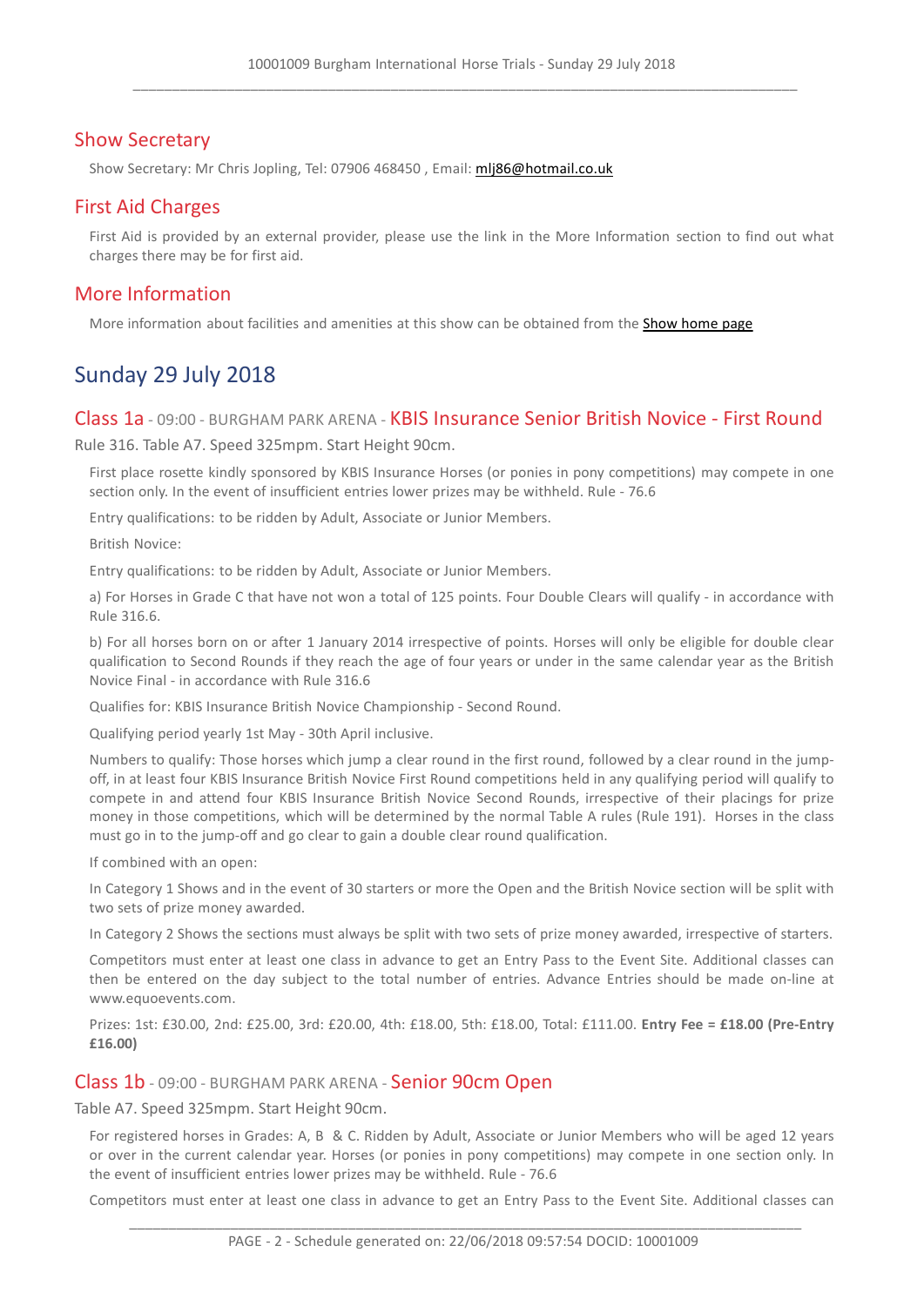## Show Secretary

Show Secretary: Mr Chris Jopling, Tel: 07906 468450 , Email: mlj86@hotmail.co.uk

## First Aid Charges

First Aid is provided by an external provider, please use the link in the More Information section to find out what charges there may be for first aid.

## More Information

More information about facilities and amenities at this show can be obtained from the Show home page

# Sunday 29 July 2018

### Class 1a - 09:00 - BURGHAM PARK ARENA - KBIS Insurance Senior British Novice - First Round

Rule 316. Table A7. Speed 325mpm. Start Height 90cm.

First place rosette kindly sponsored by KBIS Insurance Horses (or ponies in pony competitions) may compete in one section only. In the event of insufficient entries lower prizes may be withheld. Rule - 76.6

Entry qualifications: to be ridden by Adult, Associate or Junior Members.

British Novice:

Entry qualifications: to be ridden by Adult, Associate or Junior Members.

a) For Horses in Grade C that have not won a total of 125 points. Four Double Clears will qualify - in accordance with Rule 316.6.

b) For all horses born on or after 1 January 2014 irrespective of points. Horses will only be eligible for double clear qualification to Second Rounds if they reach the age of four years or under in the same calendar year as the British Novice Final - in accordance with Rule 316.6

Qualifies for: KBIS Insurance British Novice Championship - Second Round.

Qualifying period yearly 1st May - 30th April inclusive.

Numbers to qualify: Those horses which jump a clear round in the first round, followed by a clear round in the jump-off, in at least four KBIS Insurance British Novice First Round competitions held in any qualifying period will qualify to compete in and attend four KBIS Insurance British Novice Second Rounds, irrespective of their placings for prize money in those competitions, which will be determined by the normal Table A rules (Rule 191). Horses in the class must go in to the jump-off and go clear to gain a double clear round qualification.

If combined with an open:

In Category 1 Shows and in the event of 30 starters or more the Open and the British Novice section will be split with two sets of prize money awarded.

In Category 2 Shows the sections must always be split with two sets of prize money awarded, irrespective of starters.

Competitors must enter at least one class in advance to get an Entry Pass to the Event Site. Additional classes can then be entered on the day subject to the total number of entries. Advance Entries should be made on-line at www.equoevents.com.

Prizes: 1st: £30.00, 2nd: £25.00, 3rd: £20.00, 4th: £18.00, 5th: £18.00, Total: £111.00. **Entry Fee = £18.00 (Pre-Entry £16.00)**

### Class 1b - 09:00 - BURGHAM PARK ARENA - Senior 90cm Open

Table A7. Speed 325mpm. Start Height 90cm.

For registered horses in Grades: A, B & C. Ridden by Adult, Associate or Junior Members who will be aged 12 years or over in the current calendar year. Horses (or ponies in pony competitions) may compete in one section only. In the event of insufficient entries lower prizes may be withheld. Rule - 76.6

Competitors must enter at least one class in advance to get an Entry Pass to the Event Site. Additional classes can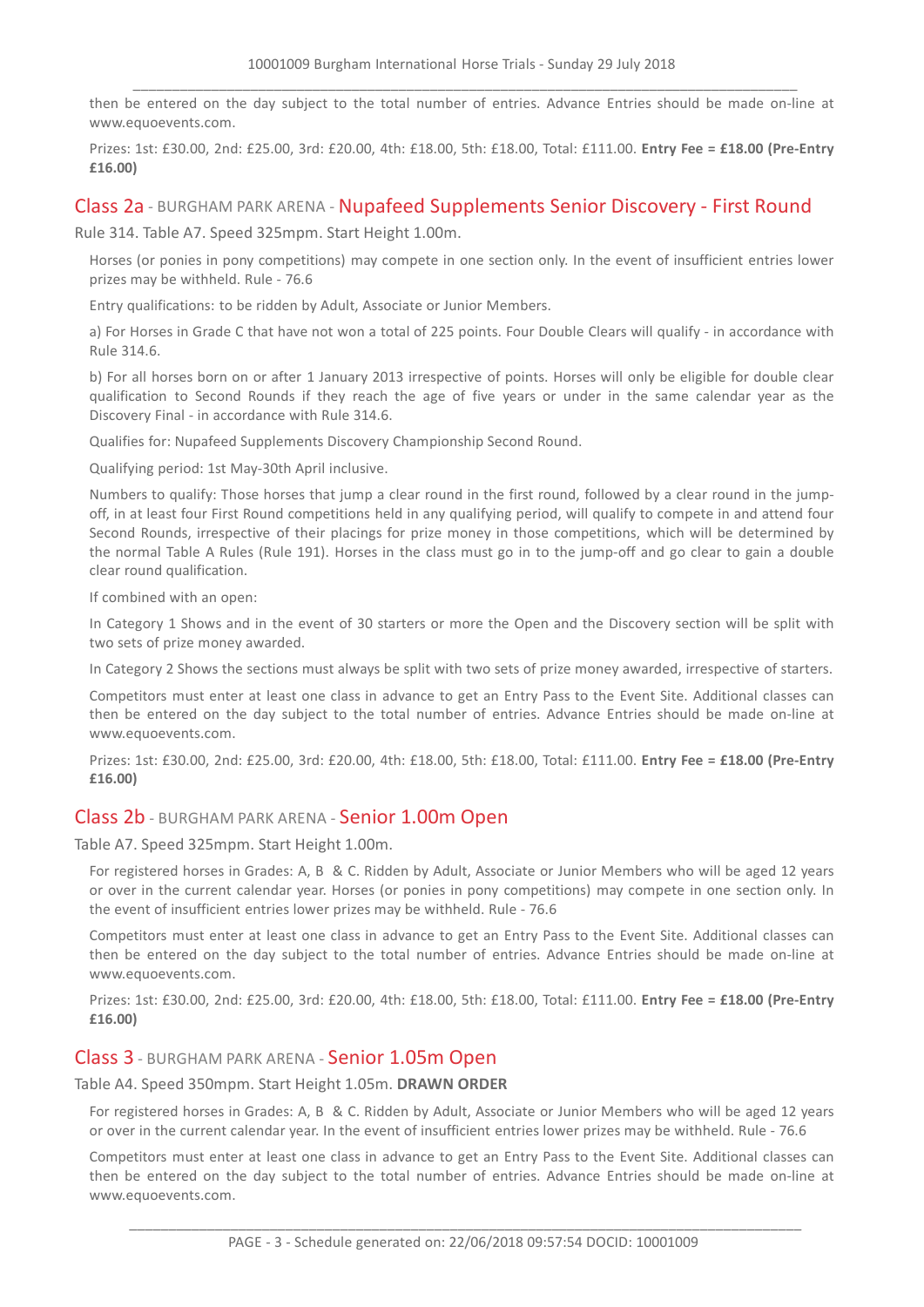then be entered on the day subject to the total number of entries. Advance Entries should be made on-line at www.equoevents.com.

Prizes: 1st: £30.00, 2nd: £25.00, 3rd: £20.00, 4th: £18.00, 5th: £18.00, Total: £111.00. **Entry Fee = £18.00 (Pre-Entry £16.00)**

## Class 2a - BURGHAM PARK ARENA - Nupafeed Supplements Senior Discovery - First Round

Rule 314. Table A7. Speed 325mpm. Start Height 1.00m.

Horses (or ponies in pony competitions) may compete in one section only. In the event of insufficient entries lower prizes may be withheld. Rule - 76.6

Entry qualifications: to be ridden by Adult, Associate or Junior Members.

a) For Horses in Grade C that have not won a total of 225 points. Four Double Clears will qualify - in accordance with Rule 314.6.

b) For all horses born on or after 1 January 2013 irrespective of points. Horses will only be eligible for double clear qualification to Second Rounds if they reach the age of five years or under in the same calendar year as the Discovery Final - in accordance with Rule 314.6.

Qualifies for: Nupafeed Supplements Discovery Championship Second Round.

Qualifying period: 1st May-30th April inclusive.

Numbers to qualify: Those horses that jump a clear round in the first round, followed by a clear round in the jump-off, in at least four First Round competitions held in any qualifying period, will qualify to compete in and attend four Second Rounds, irrespective of their placings for prize money in those competitions, which will be determined by the normal Table A Rules (Rule 191). Horses in the class must go in to the jump-off and go clear to gain a double clear round qualification.

If combined with an open:

In Category 1 Shows and in the event of 30 starters or more the Open and the Discovery section will be split with two sets of prize money awarded.

In Category 2 Shows the sections must always be split with two sets of prize money awarded, irrespective of starters.

Competitors must enter at least one class in advance to get an Entry Pass to the Event Site. Additional classes can then be entered on the day subject to the total number of entries. Advance Entries should be made on-line at www.equoevents.com.

Prizes: 1st: £30.00, 2nd: £25.00, 3rd: £20.00, 4th: £18.00, 5th: £18.00, Total: £111.00. **Entry Fee = £18.00 (Pre-Entry £16.00)**

## Class 2b - BURGHAM PARK ARENA - Senior 1.00m Open

Table A7. Speed 325mpm. Start Height 1.00m.

For registered horses in Grades: A, B & C. Ridden by Adult, Associate or Junior Members who will be aged 12 years or over in the current calendar year. Horses (or ponies in pony competitions) may compete in one section only. In the event of insufficient entries lower prizes may be withheld. Rule - 76.6

Competitors must enter at least one class in advance to get an Entry Pass to the Event Site. Additional classes can then be entered on the day subject to the total number of entries. Advance Entries should be made on-line at www.equoevents.com.

Prizes: 1st: £30.00, 2nd: £25.00, 3rd: £20.00, 4th: £18.00, 5th: £18.00, Total: £111.00. **Entry Fee = £18.00 (Pre-Entry £16.00)**

## Class 3 - BURGHAM PARK ARENA - Senior 1.05m Open

Table A4. Speed 350mpm. Start Height 1.05m. **DRAWN ORDER**

For registered horses in Grades: A, B & C. Ridden by Adult, Associate or Junior Members who will be aged 12 years or over in the current calendar year. In the event of insufficient entries lower prizes may be withheld. Rule - 76.6

Competitors must enter at least one class in advance to get an Entry Pass to the Event Site. Additional classes can then be entered on the day subject to the total number of entries. Advance Entries should be made on-line at www.equoevents.com.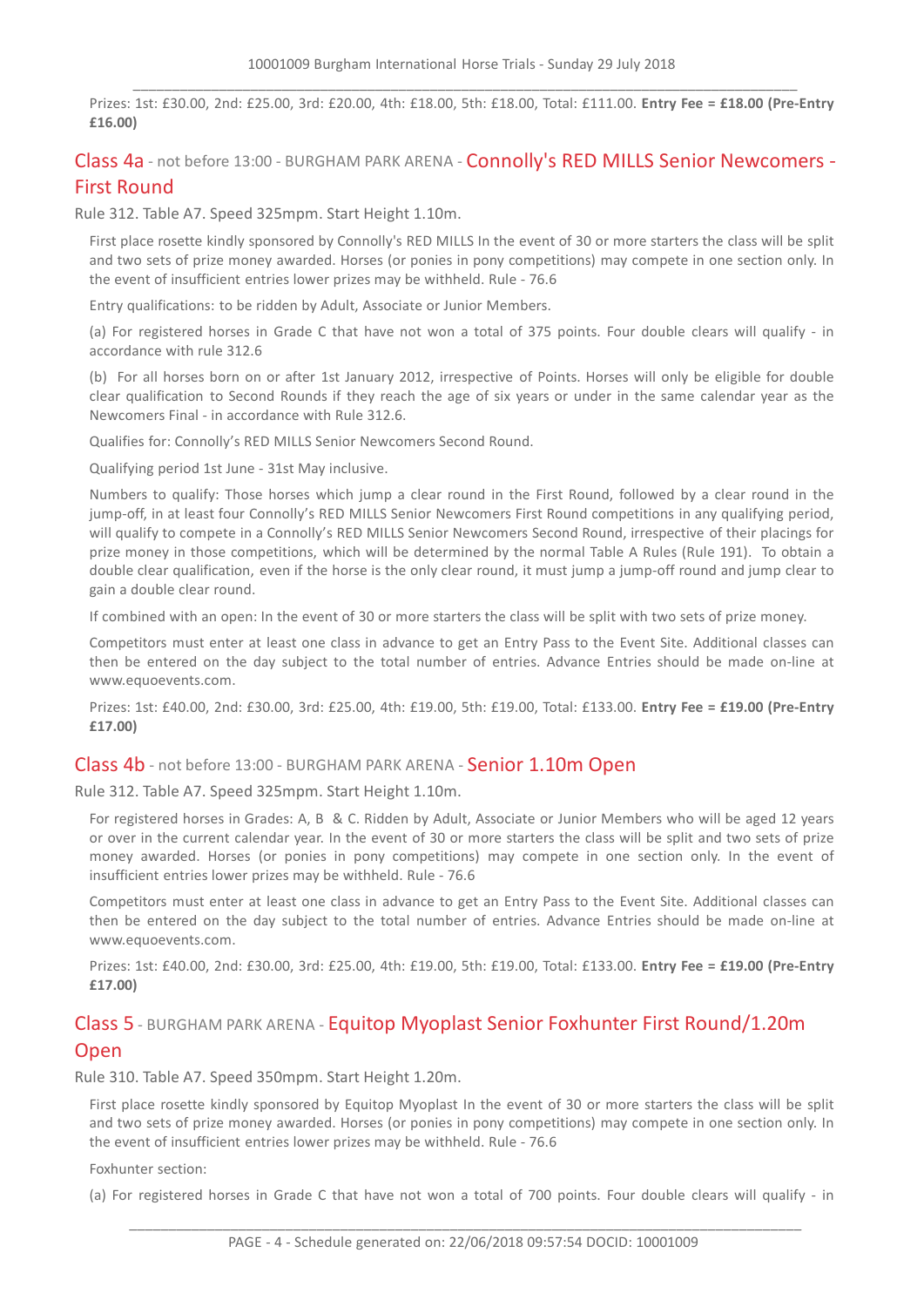Prizes: 1st: £30.00, 2nd: £25.00, 3rd: £20.00, 4th: £18.00, 5th: £18.00, Total: £111.00. **Entry Fee = £18.00 (Pre-Entry £16.00)**

## Class 4a - not before 13:00 - BURGHAM PARK ARENA - Connolly's RED MILLS Senior Newcomers - First Round

Rule 312. Table A7. Speed 325mpm. Start Height 1.10m.

First place rosette kindly sponsored by Connolly's RED MILLS In the event of 30 or more starters the class will be split and two sets of prize money awarded. Horses (or ponies in pony competitions) may compete in one section only. In the event of insufficient entries lower prizes may be withheld. Rule - 76.6

Entry qualifications: to be ridden by Adult, Associate or Junior Members.

(a) For registered horses in Grade C that have not won a total of 375 points. Four double clears will qualify - in accordance with rule 312.6

(b) For all horses born on or after 1st January 2012, irrespective of Points. Horses will only be eligible for double clear qualification to Second Rounds if they reach the age of six years or under in the same calendar year as the Newcomers Final - in accordance with Rule 312.6.

Qualifies for: Connolly's RED MILLS Senior Newcomers Second Round.

Qualifying period 1st June - 31st May inclusive.

Numbers to qualify: Those horses which jump a clear round in the First Round, followed by a clear round in the jump-off, in at least four Connolly's RED MILLS Senior Newcomers First Round competitions in any qualifying period, will qualify to compete in a Connolly's RED MILLS Senior Newcomers Second Round, irrespective of their placings for prize money in those competitions, which will be determined by the normal Table A Rules (Rule 191). To obtain a double clear qualification, even if the horse is the only clear round, it must jump a jump-off round and jump clear to gain a double clear round.

If combined with an open: In the event of 30 or more starters the class will be split with two sets of prize money.

Competitors must enter at least one class in advance to get an Entry Pass to the Event Site. Additional classes can then be entered on the day subject to the total number of entries. Advance Entries should be made on-line at www.equoevents.com.

Prizes: 1st: £40.00, 2nd: £30.00, 3rd: £25.00, 4th: £19.00, 5th: £19.00, Total: £133.00. **Entry Fee = £19.00 (Pre-Entry £17.00)**

## Class 4b - not before 13:00 - BURGHAM PARK ARENA - Senior 1.10m Open

Rule 312. Table A7. Speed 325mpm. Start Height 1.10m.

For registered horses in Grades: A, B & C. Ridden by Adult, Associate or Junior Members who will be aged 12 years or over in the current calendar year. In the event of 30 or more starters the class will be split and two sets of prize money awarded. Horses (or ponies in pony competitions) may compete in one section only. In the event of insufficient entries lower prizes may be withheld. Rule - 76.6

Competitors must enter at least one class in advance to get an Entry Pass to the Event Site. Additional classes can then be entered on the day subject to the total number of entries. Advance Entries should be made on-line at www.equoevents.com.

Prizes: 1st: £40.00, 2nd: £30.00, 3rd: £25.00, 4th: £19.00, 5th: £19.00, Total: £133.00. **Entry Fee = £19.00 (Pre-Entry £17.00)**

## Class 5 - BURGHAM PARK ARENA - Equitop Myoplast Senior Foxhunter First Round/1.20m Open

Rule 310. Table A7. Speed 350mpm. Start Height 1.20m.

First place rosette kindly sponsored by Equitop Myoplast In the event of 30 or more starters the class will be split and two sets of prize money awarded. Horses (or ponies in pony competitions) may compete in one section only. In the event of insufficient entries lower prizes may be withheld. Rule - 76.6

Foxhunter section:

(a) For registered horses in Grade C that have not won a total of 700 points. Four double clears will qualify - in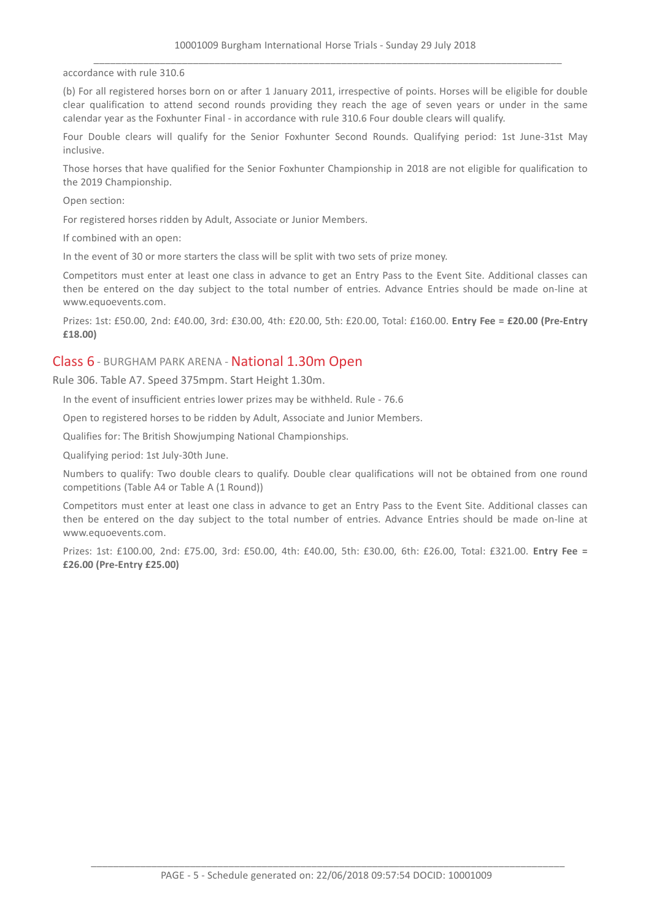accordance with rule 310.6

(b) For all registered horses born on or after 1 January 2011, irrespective of points. Horses will be eligible for double clear qualification to attend second rounds providing they reach the age of seven years or under in the same calendar year as the Foxhunter Final - in accordance with rule 310.6 Four double clears will qualify.

Four Double clears will qualify for the Senior Foxhunter Second Rounds. Qualifying period: 1st June-31st May inclusive.

Those horses that have qualified for the Senior Foxhunter Championship in 2018 are not eligible for qualification to the 2019 Championship.

Open section:

For registered horses ridden by Adult, Associate or Junior Members.

If combined with an open:

In the event of 30 or more starters the class will be split with two sets of prize money.

Competitors must enter at least one class in advance to get an Entry Pass to the Event Site. Additional classes can then be entered on the day subject to the total number of entries. Advance Entries should be made on-line at www.equoevents.com.

Prizes: 1st: £50.00, 2nd: £40.00, 3rd: £30.00, 4th: £20.00, 5th: £20.00, Total: £160.00. **Entry Fee = £20.00 (Pre-Entry £18.00)**

## Class 6 - BURGHAM PARK ARENA - National 1.30m Open

Rule 306. Table A7. Speed 375mpm. Start Height 1.30m.

In the event of insufficient entries lower prizes may be withheld. Rule - 76.6

Open to registered horses to be ridden by Adult, Associate and Junior Members.

Qualifies for: The British Showjumping National Championships.

Qualifying period: 1st July-30th June.

Numbers to qualify: Two double clears to qualify. Double clear qualifications will not be obtained from one round competitions (Table A4 or Table A (1 Round))

Competitors must enter at least one class in advance to get an Entry Pass to the Event Site. Additional classes can then be entered on the day subject to the total number of entries. Advance Entries should be made on-line at www.equoevents.com.

Prizes: 1st: £100.00, 2nd: £75.00, 3rd: £50.00, 4th: £40.00, 5th: £30.00, 6th: £26.00, Total: £321.00. **Entry Fee = £26.00 (Pre-Entry £25.00)**